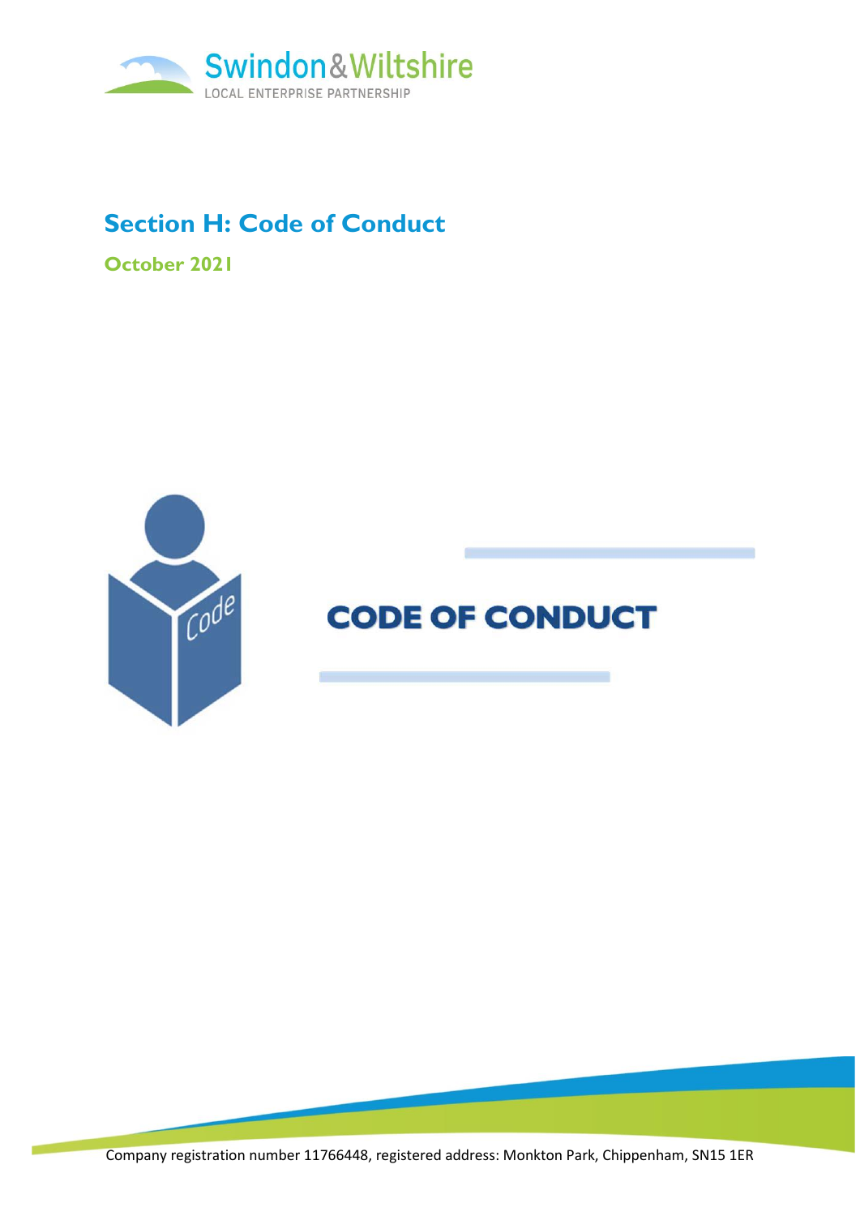Swindon & Wiltshire
LOCAL ENTERPRISE PARTNERSHIP

# Section H: Code of Conduct

**October 2021**

## CODE OF CONDUCT

Company registration number 11766448, registered address: Monkton Park, Chippenham, SN15 1ER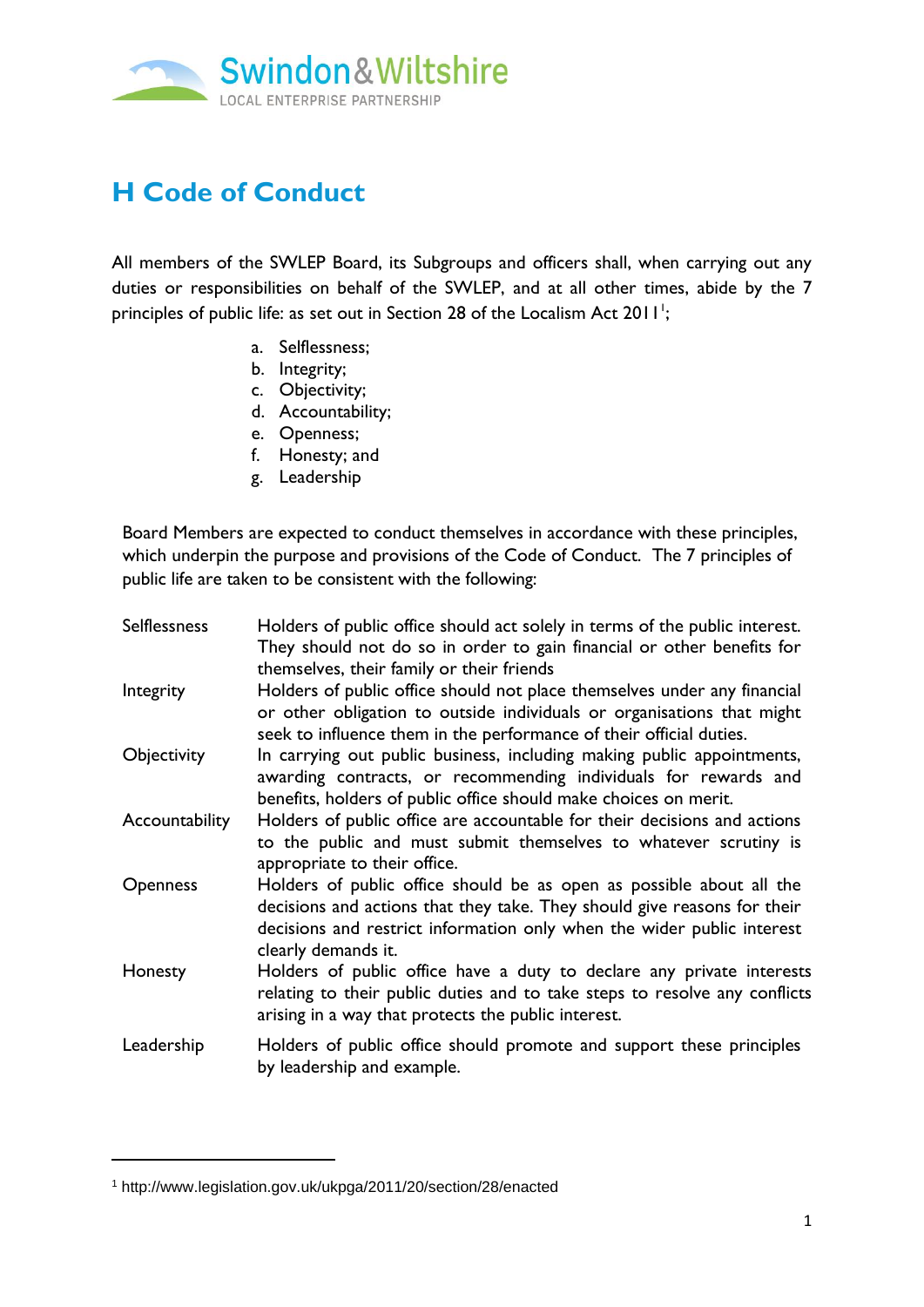# H Code of Conduct

All members of the SWLEP Board, its Subgroups and officers shall, when carrying out any duties or responsibilities on behalf of the SWLEP, and at all other times, abide by the 7 principles of public life: as set out in Section 28 of the Localism Act 2011[1];

a. Selflessness;
b. Integrity;
c. Objectivity;
d. Accountability;
e. Openness;
f. Honesty; and
g. Leadership

Board Members are expected to conduct themselves in accordance with these principles, which underpin the purpose and provisions of the Code of Conduct. The 7 principles of public life are taken to be consistent with the following:

| | |
|---|---|
| Selflessness | Holders of public office should act solely in terms of the public interest. They should not do so in order to gain financial or other benefits for themselves, their family or their friends |
| Integrity | Holders of public office should not place themselves under any financial or other obligation to outside individuals or organisations that might seek to influence them in the performance of their official duties. |
| Objectivity | In carrying out public business, including making public appointments, awarding contracts, or recommending individuals for rewards and benefits, holders of public office should make choices on merit. |
| Accountability | Holders of public office are accountable for their decisions and actions to the public and must submit themselves to whatever scrutiny is appropriate to their office. |
| Openness | Holders of public office should be as open as possible about all the decisions and actions that they take. They should give reasons for their decisions and restrict information only when the wider public interest clearly demands it. |
| Honesty | Holders of public office have a duty to declare any private interests relating to their public duties and to take steps to resolve any conflicts arising in a way that protects the public interest. |
| Leadership | Holders of public office should promote and support these principles by leadership and example. |

[1] http://www.legislation.gov.uk/ukpga/2011/20/section/28/enacted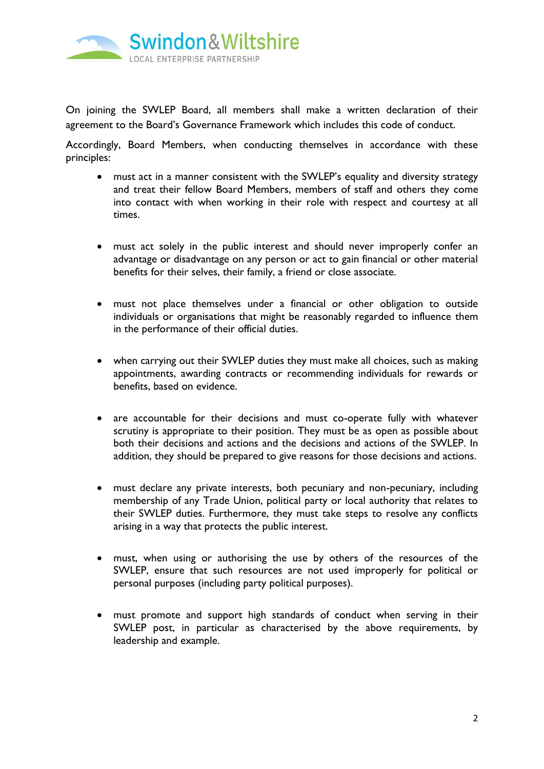On joining the SWLEP Board, all members shall make a written declaration of their agreement to the Board's Governance Framework which includes this code of conduct.

Accordingly, Board Members, when conducting themselves in accordance with these principles:

- must act in a manner consistent with the SWLEP's equality and diversity strategy and treat their fellow Board Members, members of staff and others they come into contact with when working in their role with respect and courtesy at all times.

- must act solely in the public interest and should never improperly confer an advantage or disadvantage on any person or act to gain financial or other material benefits for their selves, their family, a friend or close associate.

- must not place themselves under a financial or other obligation to outside individuals or organisations that might be reasonably regarded to influence them in the performance of their official duties.

- when carrying out their SWLEP duties they must make all choices, such as making appointments, awarding contracts or recommending individuals for rewards or benefits, based on evidence.

- are accountable for their decisions and must co-operate fully with whatever scrutiny is appropriate to their position. They must be as open as possible about both their decisions and actions and the decisions and actions of the SWLEP. In addition, they should be prepared to give reasons for those decisions and actions.

- must declare any private interests, both pecuniary and non-pecuniary, including membership of any Trade Union, political party or local authority that relates to their SWLEP duties. Furthermore, they must take steps to resolve any conflicts arising in a way that protects the public interest.

- must, when using or authorising the use by others of the resources of the SWLEP, ensure that such resources are not used improperly for political or personal purposes (including party political purposes).

- must promote and support high standards of conduct when serving in their SWLEP post, in particular as characterised by the above requirements, by leadership and example.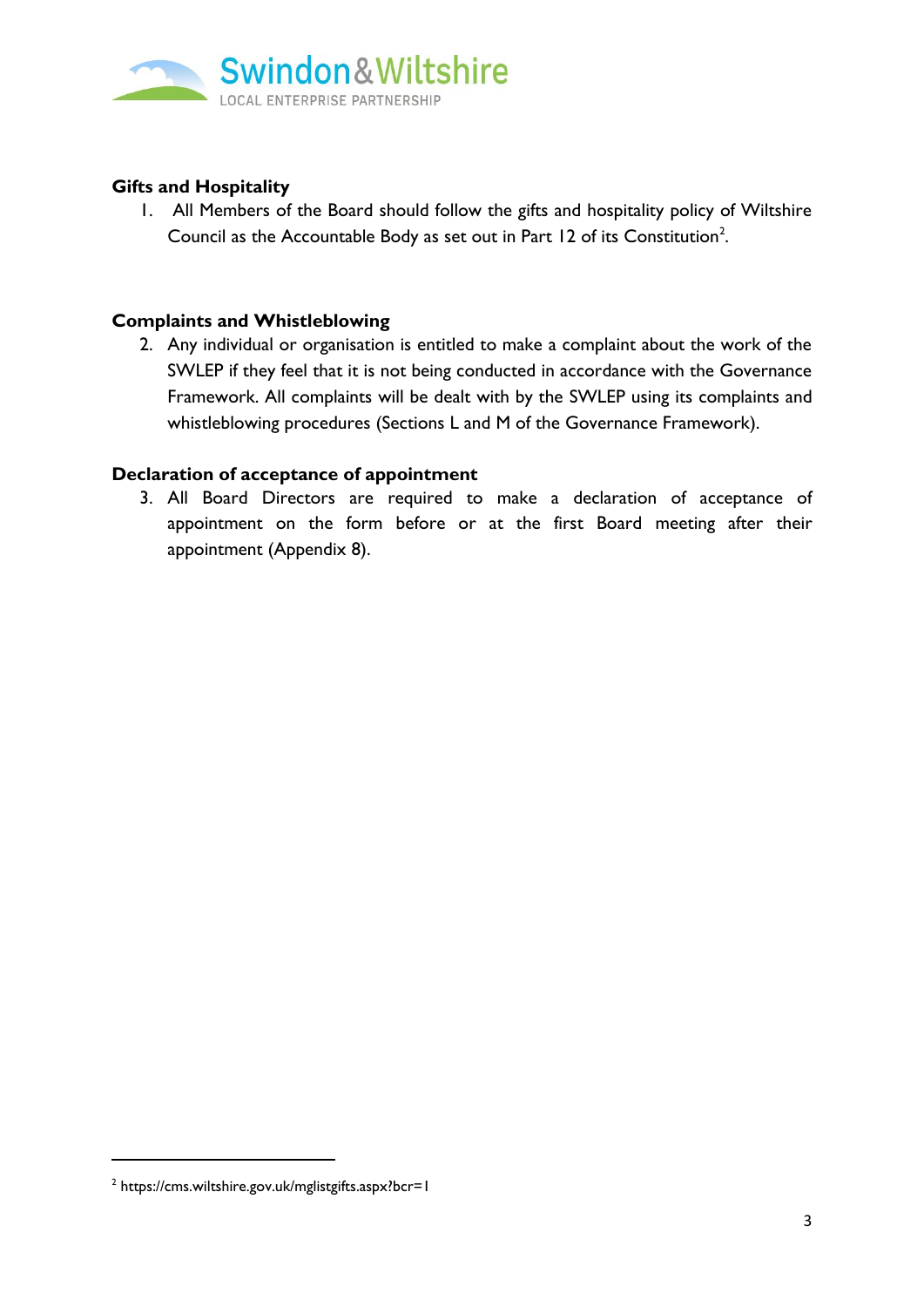**Gifts and Hospitality**

1. All Members of the Board should follow the gifts and hospitality policy of Wiltshire Council as the Accountable Body as set out in Part 12 of its Constitution[2].

**Complaints and Whistleblowing**

2. Any individual or organisation is entitled to make a complaint about the work of the SWLEP if they feel that it is not being conducted in accordance with the Governance Framework. All complaints will be dealt with by the SWLEP using its complaints and whistleblowing procedures (Sections L and M of the Governance Framework).

**Declaration of acceptance of appointment**

3. All Board Directors are required to make a declaration of acceptance of appointment on the form before or at the first Board meeting after their appointment (Appendix 8).

---

[2] https://cms.wiltshire.gov.uk/mglistgifts.aspx?bcr=1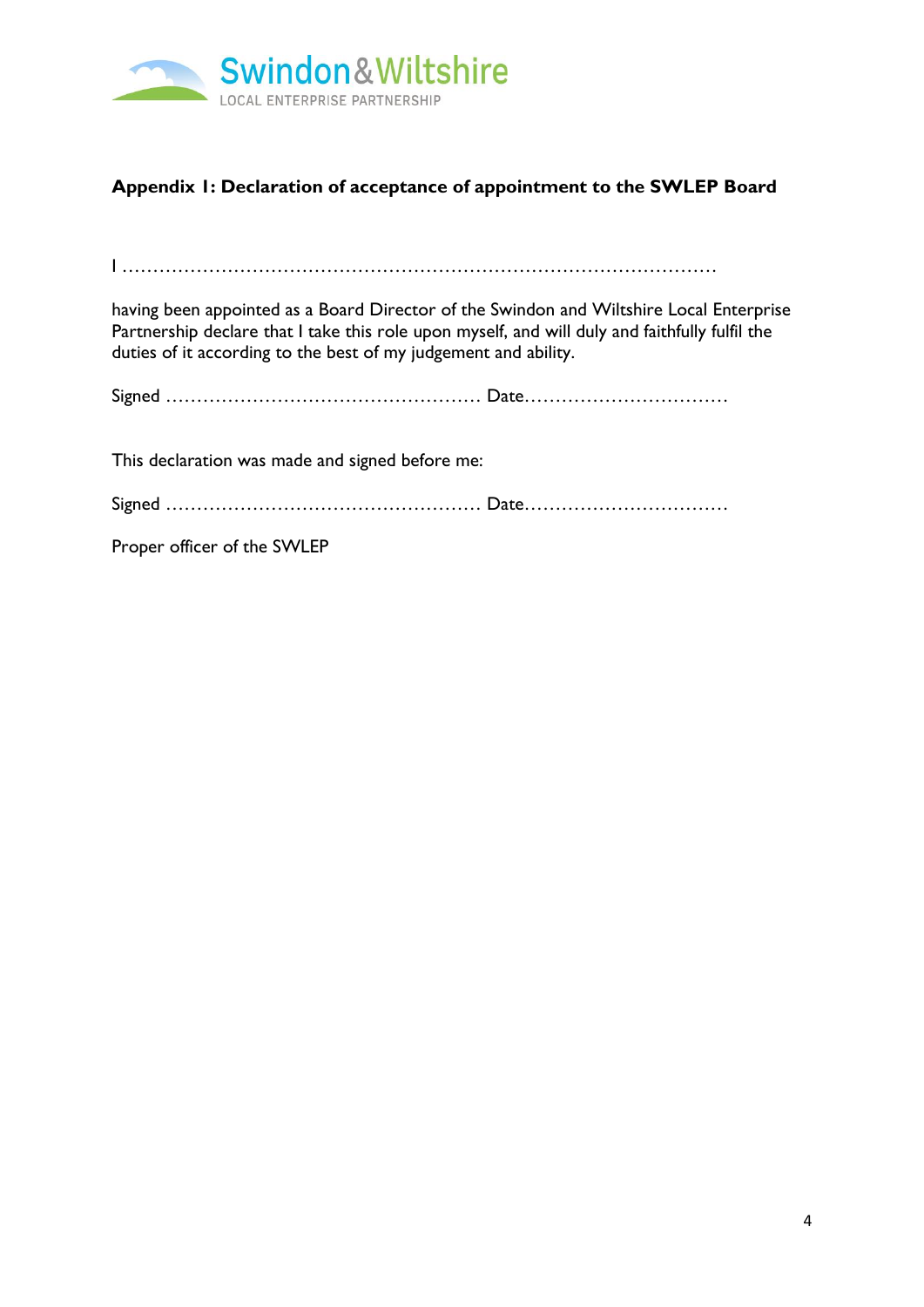Swindon & Wiltshire
LOCAL ENTERPRISE PARTNERSHIP

**Appendix 1: Declaration of acceptance of appointment to the SWLEP Board**

I ………………………………………………………………………………………

having been appointed as a Board Director of the Swindon and Wiltshire Local Enterprise Partnership declare that I take this role upon myself, and will duly and faithfully fulfil the duties of it according to the best of my judgement and ability.

Signed …………………………………………… Date……………………………

This declaration was made and signed before me:

Signed …………………………………………… Date……………………………

Proper officer of the SWLEP